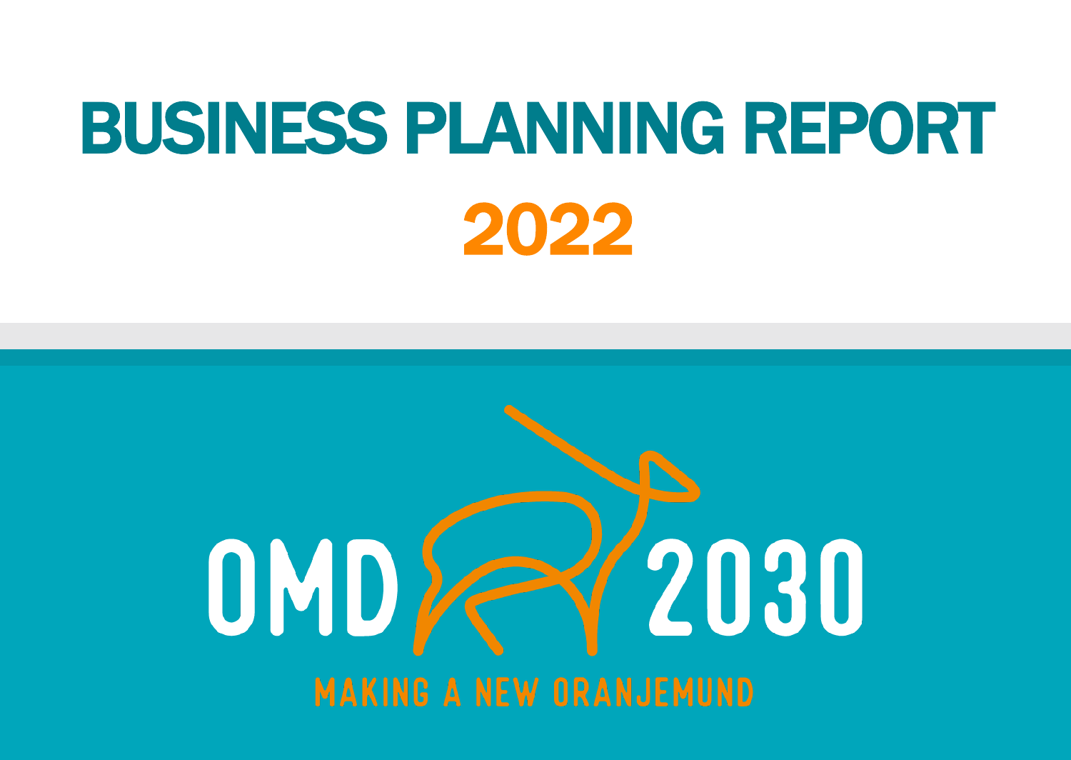# BUSINESS PLANNING REPORT

## 2022

OMD 2030

MAKING A NEW ORANJEMUND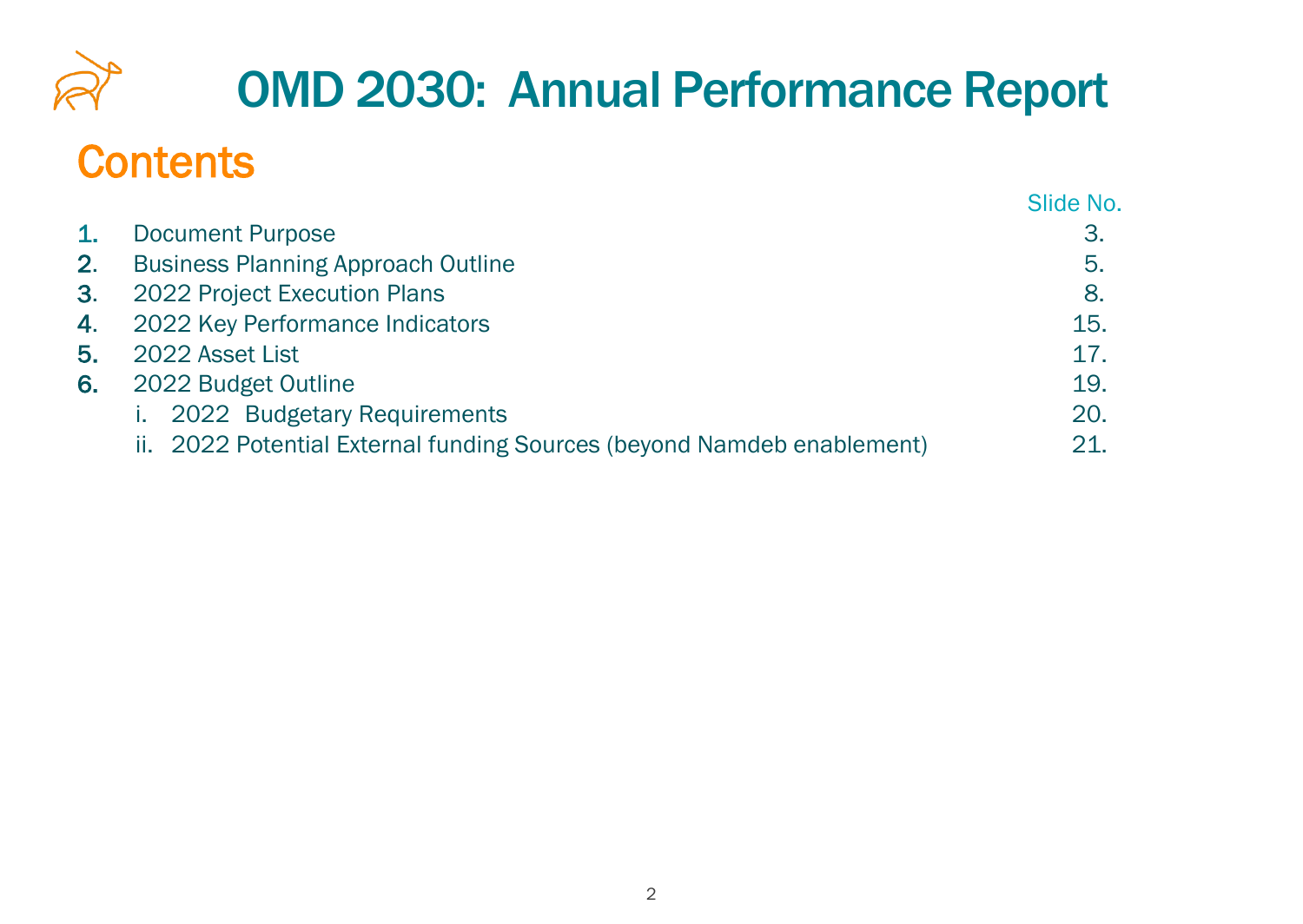# OMD 2030: Annual Performance Report

## Contents

| | | Slide No. |
|---|---|---|
| 1. | Document Purpose | 3. |
| 2. | Business Planning Approach Outline | 5. |
| 3. | 2022 Project Execution Plans | 8. |
| 4. | 2022 Key Performance Indicators | 15. |
| 5. | 2022 Asset List | 17. |
| 6. | 2022 Budget Outline | 19. |
| | i. 2022 Budgetary Requirements | 20. |
| | ii. 2022 Potential External funding Sources (beyond Namdeb enablement) | 21. |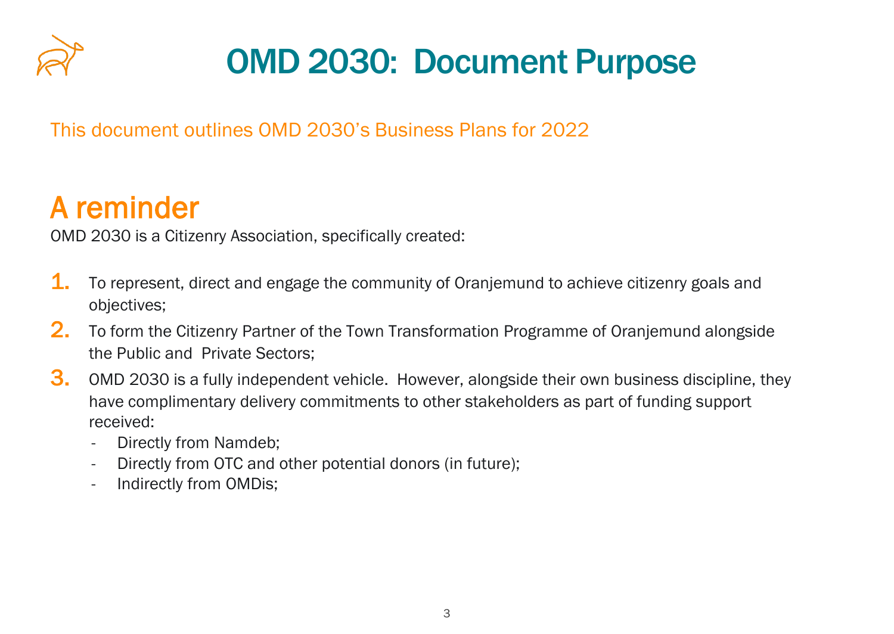# OMD 2030: Document Purpose

This document outlines OMD 2030's Business Plans for 2022

## A reminder

OMD 2030 is a Citizenry Association, specifically created:

1. To represent, direct and engage the community of Oranjemund to achieve citizenry goals and objectives;
2. To form the Citizenry Partner of the Town Transformation Programme of Oranjemund alongside the Public and Private Sectors;
3. OMD 2030 is a fully independent vehicle. However, alongside their own business discipline, they have complimentary delivery commitments to other stakeholders as part of funding support received:
   - Directly from Namdeb;
   - Directly from OTC and other potential donors (in future);
   - Indirectly from OMDis;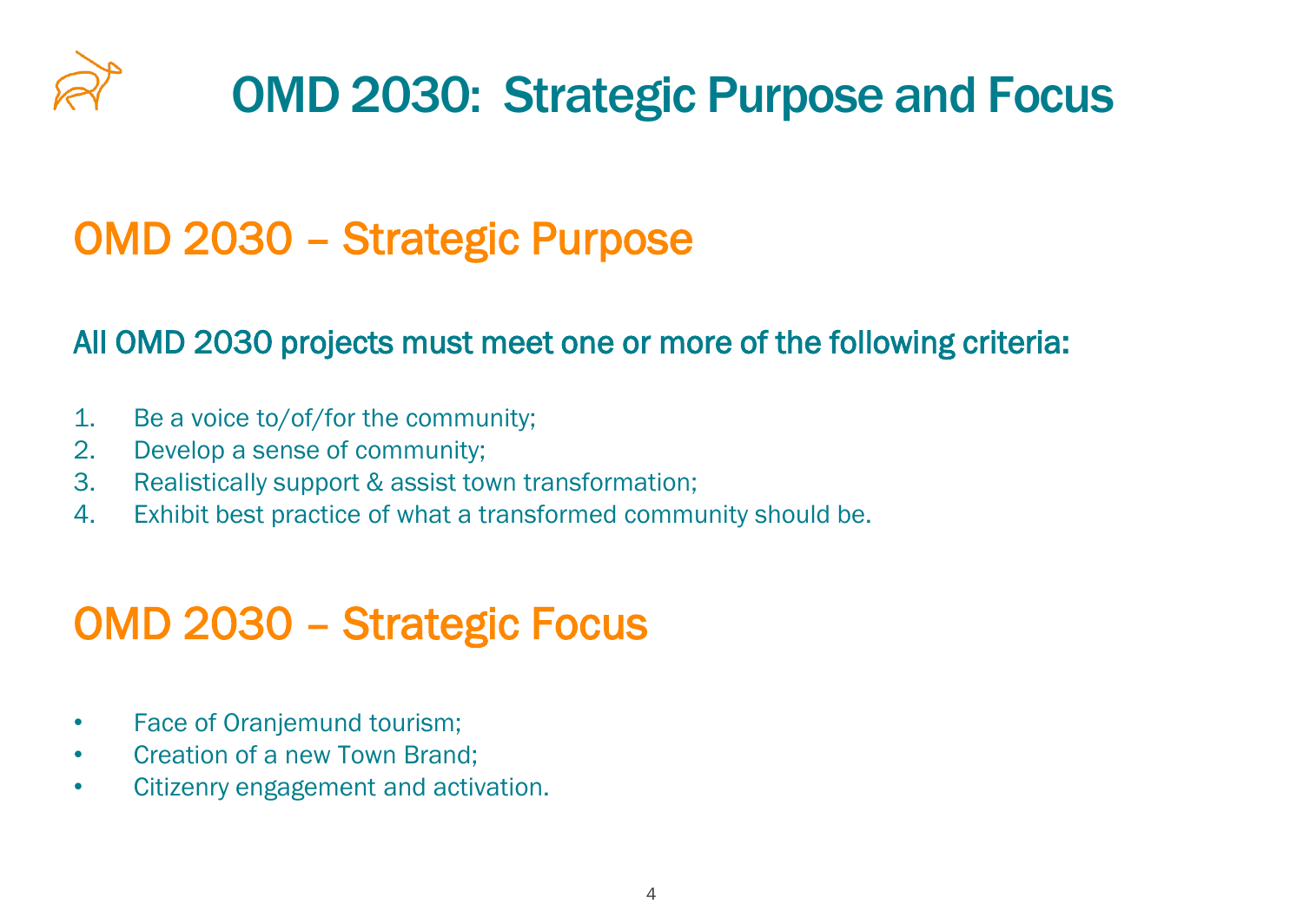# OMD 2030: Strategic Purpose and Focus

## OMD 2030 – Strategic Purpose

### All OMD 2030 projects must meet one or more of the following criteria:

1. Be a voice to/of/for the community;
2. Develop a sense of community;
3. Realistically support & assist town transformation;
4. Exhibit best practice of what a transformed community should be.

## OMD 2030 – Strategic Focus

- Face of Oranjemund tourism;
- Creation of a new Town Brand;
- Citizenry engagement and activation.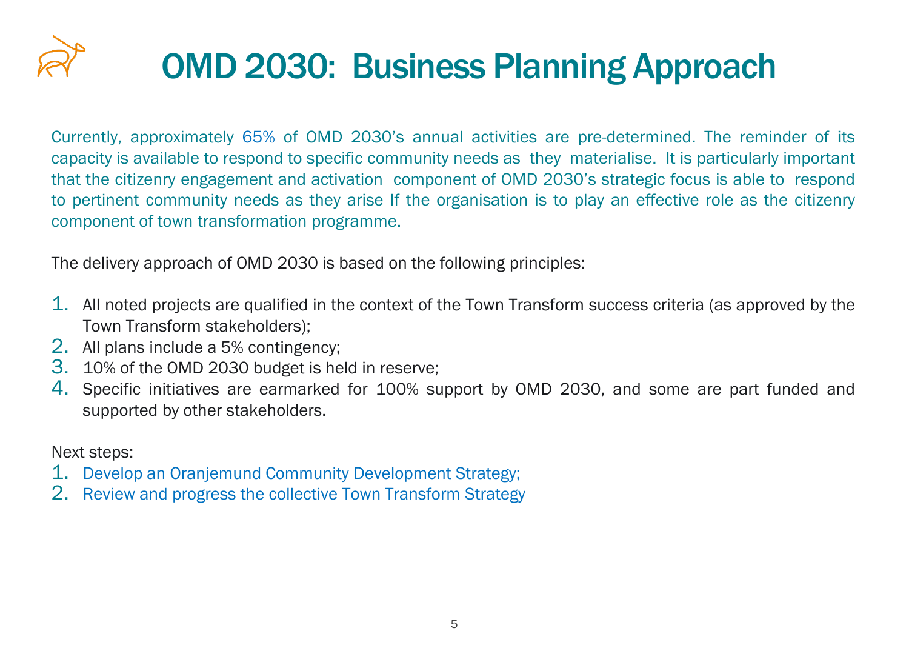# OMD 2030: Business Planning Approach

Currently, approximately 65% of OMD 2030's annual activities are pre-determined. The reminder of its capacity is available to respond to specific community needs as they materialise. It is particularly important that the citizenry engagement and activation component of OMD 2030's strategic focus is able to respond to pertinent community needs as they arise If the organisation is to play an effective role as the citizenry component of town transformation programme.

The delivery approach of OMD 2030 is based on the following principles:

1. All noted projects are qualified in the context of the Town Transform success criteria (as approved by the Town Transform stakeholders);
2. All plans include a 5% contingency;
3. 10% of the OMD 2030 budget is held in reserve;
4. Specific initiatives are earmarked for 100% support by OMD 2030, and some are part funded and supported by other stakeholders.

Next steps:

1. Develop an Oranjemund Community Development Strategy;
2. Review and progress the collective Town Transform Strategy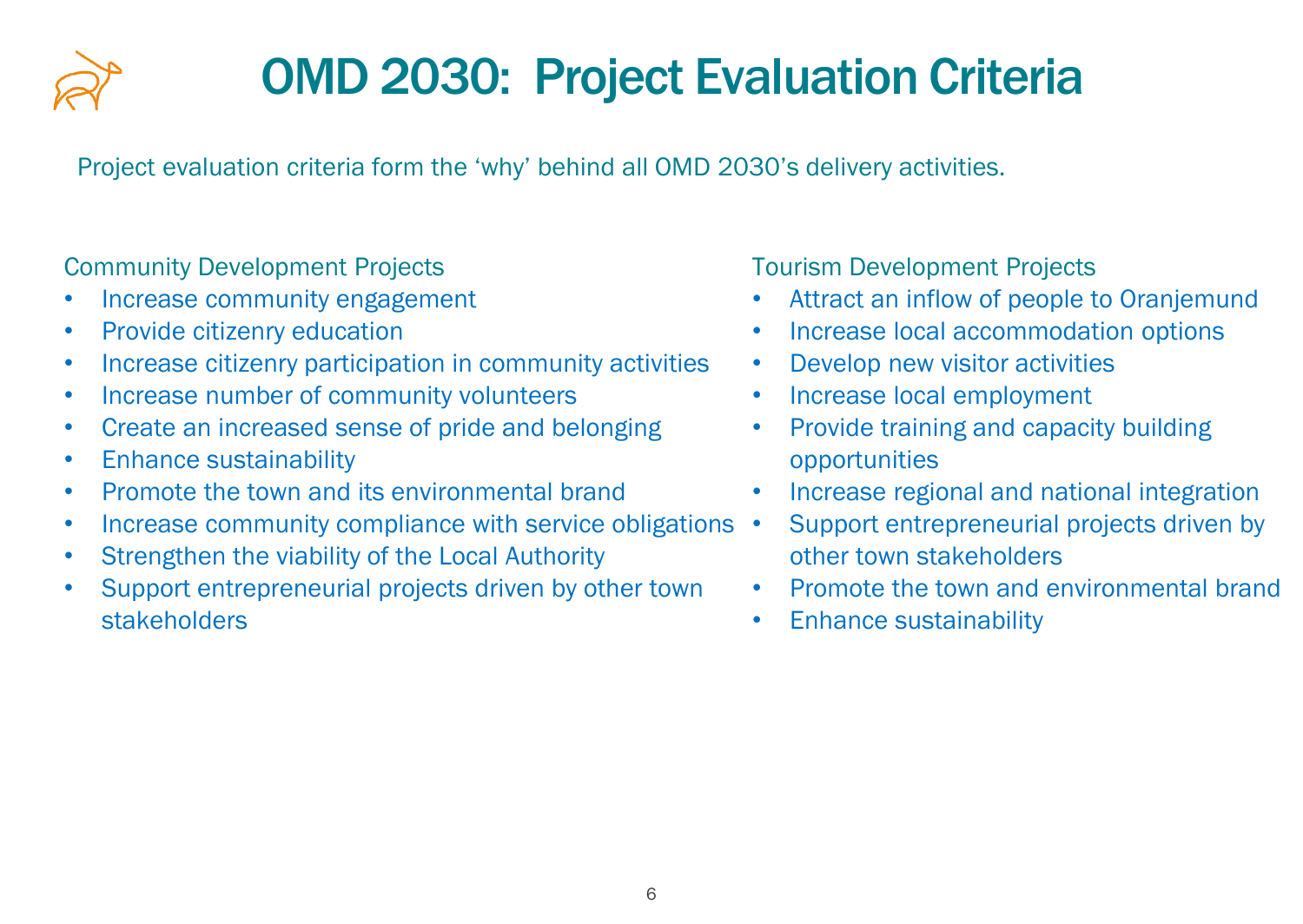# OMD 2030: Project Evaluation Criteria

Project evaluation criteria form the 'why' behind all OMD 2030's delivery activities.

Community Development Projects

- Increase community engagement
- Provide citizenry education
- Increase citizenry participation in community activities
- Increase number of community volunteers
- Create an increased sense of pride and belonging
- Enhance sustainability
- Promote the town and its environmental brand
- Increase community compliance with service obligations
- Strengthen the viability of the Local Authority
- Support entrepreneurial projects driven by other town stakeholders

Tourism Development Projects

- Attract an inflow of people to Oranjemund
- Increase local accommodation options
- Develop new visitor activities
- Increase local employment
- Provide training and capacity building opportunities
- Increase regional and national integration
- Support entrepreneurial projects driven by other town stakeholders
- Promote the town and environmental brand
- Enhance sustainability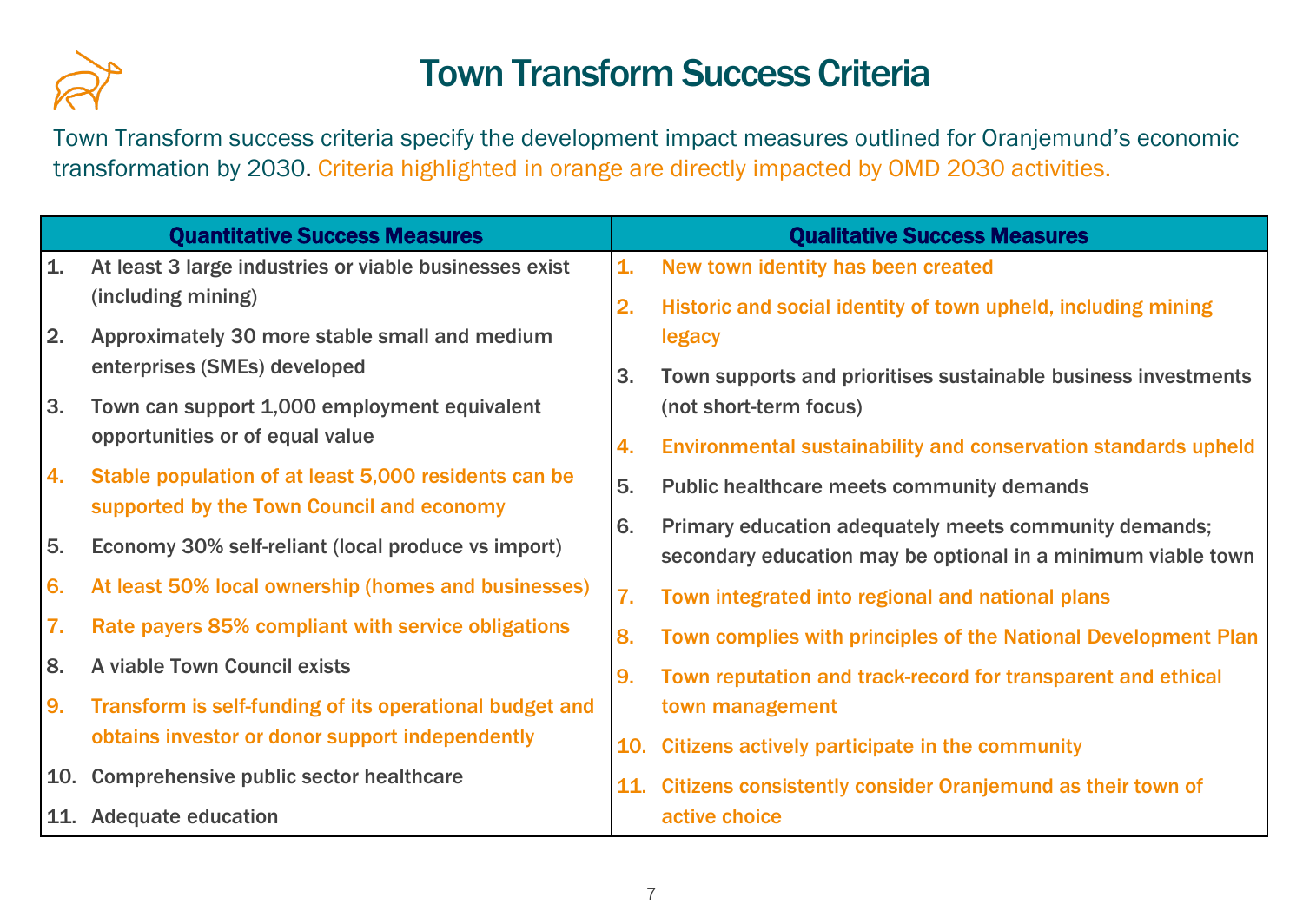# Town Transform Success Criteria

Town Transform success criteria specify the development impact measures outlined for Oranjemund's economic transformation by 2030. Criteria highlighted in orange are directly impacted by OMD 2030 activities.

| Quantitative Success Measures | Qualitative Success Measures |
|---|---|
| 1. At least 3 large industries or viable businesses exist (including mining) | 1. New town identity has been created |
| 2. Approximately 30 more stable small and medium enterprises (SMEs) developed | 2. Historic and social identity of town upheld, including mining legacy |
| 3. Town can support 1,000 employment equivalent opportunities or of equal value | 3. Town supports and prioritises sustainable business investments (not short-term focus) |
| 4. Stable population of at least 5,000 residents can be supported by the Town Council and economy | 4. Environmental sustainability and conservation standards upheld |
| 5. Economy 30% self-reliant (local produce vs import) | 5. Public healthcare meets community demands |
| 6. At least 50% local ownership (homes and businesses) | 6. Primary education adequately meets community demands; secondary education may be optional in a minimum viable town |
| 7. Rate payers 85% compliant with service obligations | 7. Town integrated into regional and national plans |
| 8. A viable Town Council exists | 8. Town complies with principles of the National Development Plan |
| 9. Transform is self-funding of its operational budget and obtains investor or donor support independently | 9. Town reputation and track-record for transparent and ethical town management |
| 10. Comprehensive public sector healthcare | 10. Citizens actively participate in the community |
| 11. Adequate education | 11. Citizens consistently consider Oranjemund as their town of active choice |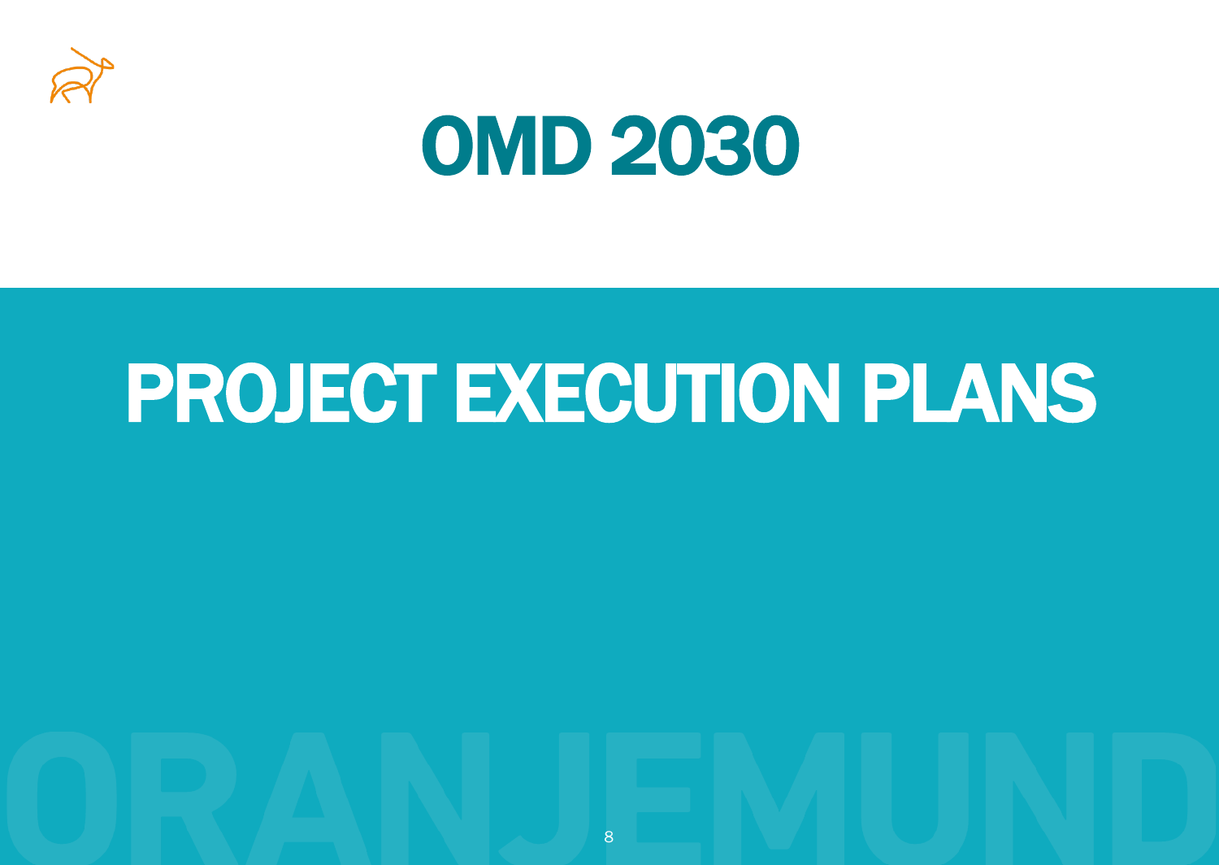# OMD 2030

## PROJECT EXECUTION PLANS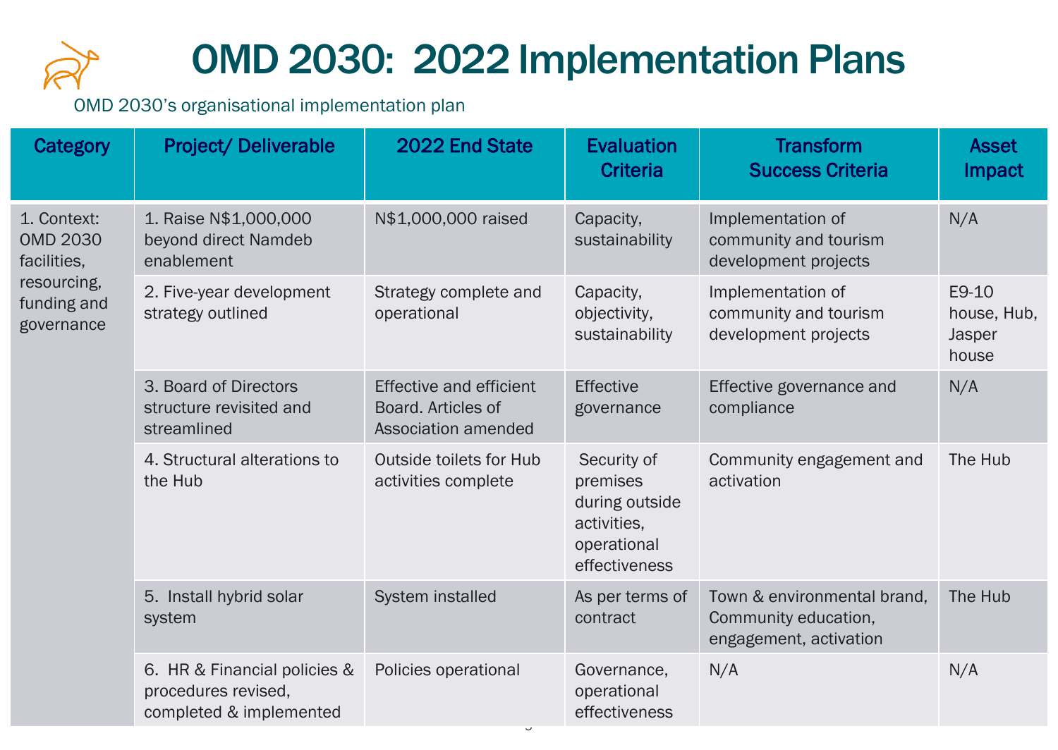# OMD 2030: 2022 Implementation Plans

OMD 2030's organisational implementation plan

| Category | Project/ Deliverable | 2022 End State | Evaluation Criteria | Transform Success Criteria | Asset Impact |
|---|---|---|---|---|---|
| 1. Context: OMD 2030 facilities, resourcing, funding and governance | 1. Raise N$1,000,000 beyond direct Namdeb enablement | N$1,000,000 raised | Capacity, sustainability | Implementation of community and tourism development projects | N/A |
| | 2. Five-year development strategy outlined | Strategy complete and operational | Capacity, objectivity, sustainability | Implementation of community and tourism development projects | E9-10 house, Hub, Jasper house |
| | 3. Board of Directors structure revisited and streamlined | Effective and efficient Board. Articles of Association amended | Effective governance | Effective governance and compliance | N/A |
| | 4. Structural alterations to the Hub | Outside toilets for Hub activities complete | Security of premises during outside activities, operational effectiveness | Community engagement and activation | The Hub |
| | 5. Install hybrid solar system | System installed | As per terms of contract | Town & environmental brand, Community education, engagement, activation | The Hub |
| | 6. HR & Financial policies & procedures revised, completed & implemented | Policies operational | Governance, operational effectiveness | N/A | N/A |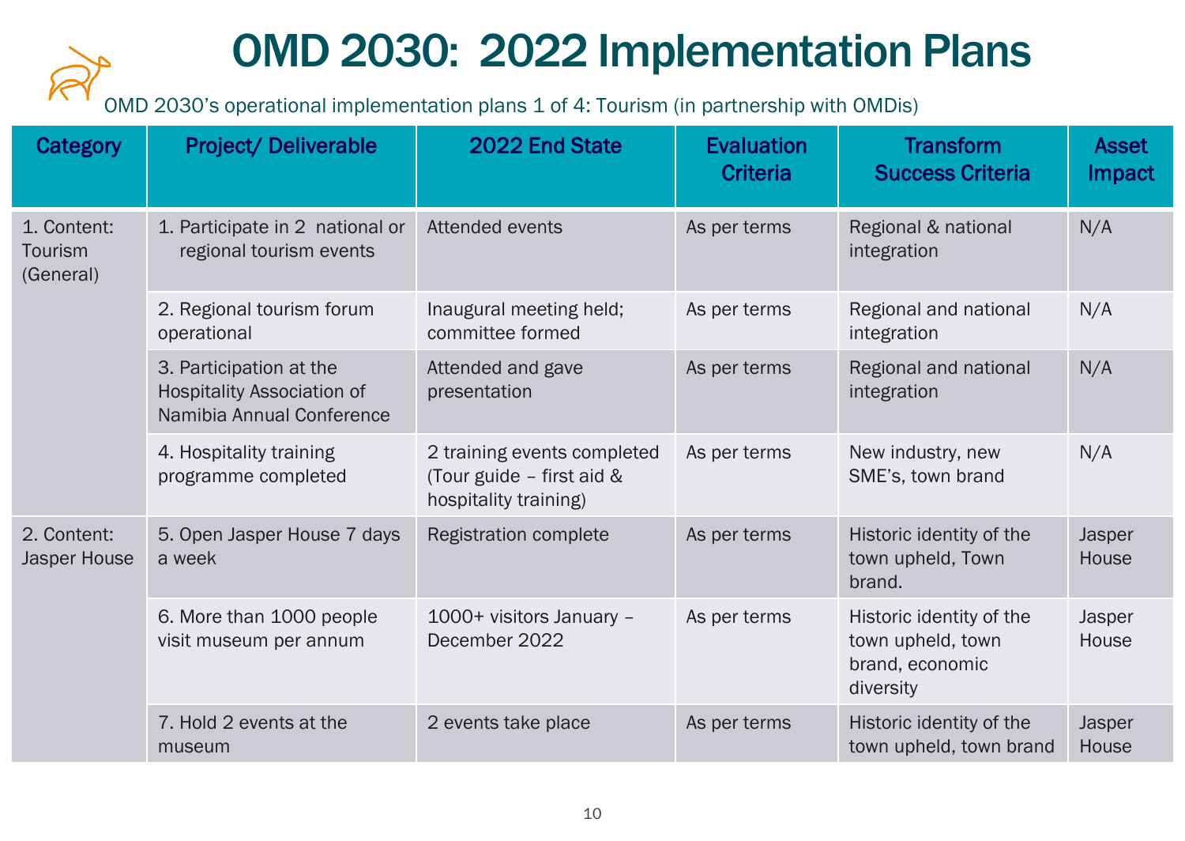# OMD 2030: 2022 Implementation Plans

OMD 2030's operational implementation plans 1 of 4: Tourism (in partnership with OMDis)

| Category | Project/ Deliverable | 2022 End State | Evaluation Criteria | Transform Success Criteria | Asset Impact |
|---|---|---|---|---|---|
| 1. Content: Tourism (General) | 1. Participate in 2 national or regional tourism events | Attended events | As per terms | Regional & national integration | N/A |
| | 2. Regional tourism forum operational | Inaugural meeting held; committee formed | As per terms | Regional and national integration | N/A |
| | 3. Participation at the Hospitality Association of Namibia Annual Conference | Attended and gave presentation | As per terms | Regional and national integration | N/A |
| | 4. Hospitality training programme completed | 2 training events completed (Tour guide – first aid & hospitality training) | As per terms | New industry, new SME's, town brand | N/A |
| 2. Content: Jasper House | 5. Open Jasper House 7 days a week | Registration complete | As per terms | Historic identity of the town upheld, Town brand. | Jasper House |
| | 6. More than 1000 people visit museum per annum | 1000+ visitors January – December 2022 | As per terms | Historic identity of the town upheld, town brand, economic diversity | Jasper House |
| | 7. Hold 2 events at the museum | 2 events take place | As per terms | Historic identity of the town upheld, town brand | Jasper House |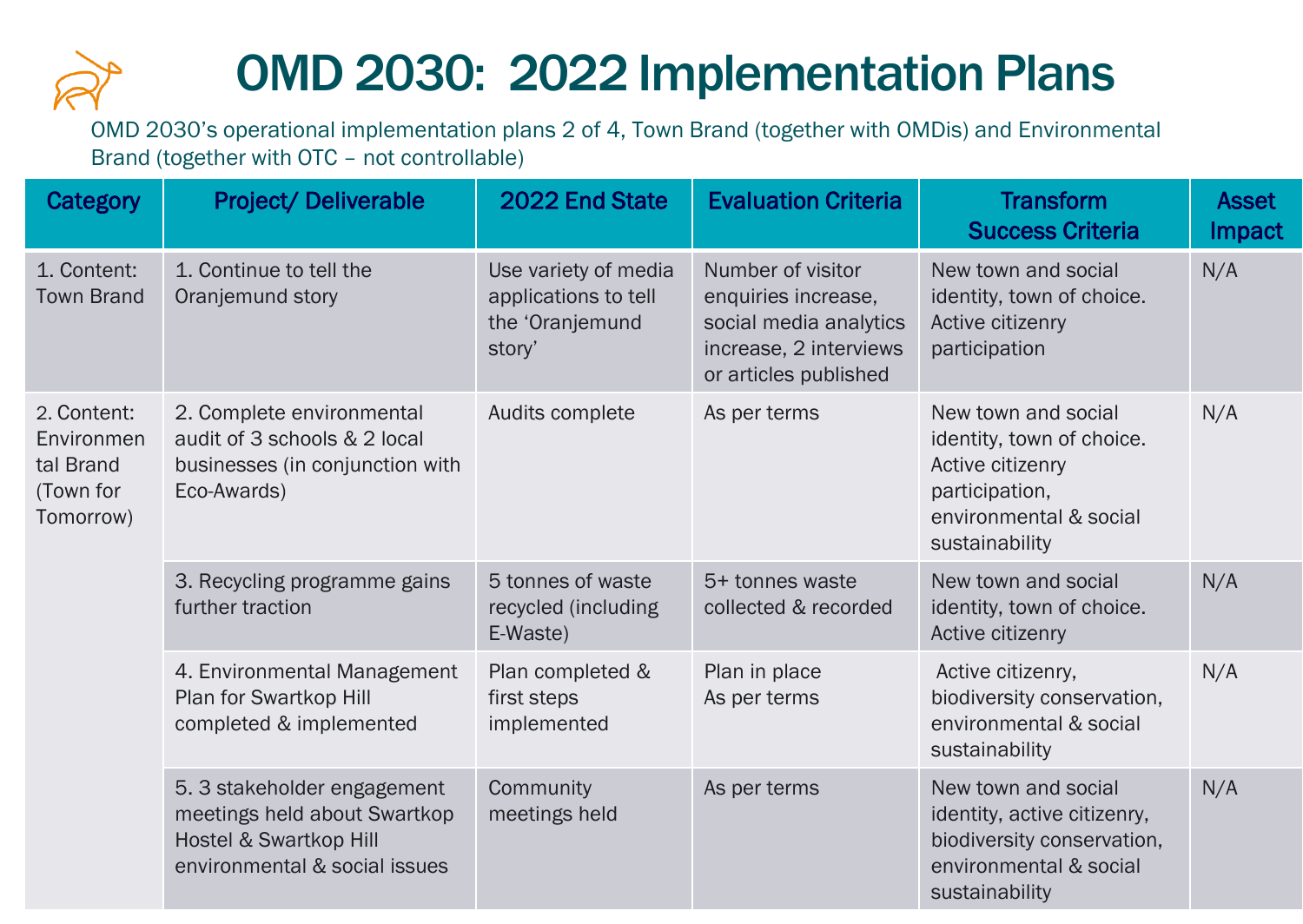# OMD 2030: 2022 Implementation Plans

OMD 2030's operational implementation plans 2 of 4, Town Brand (together with OMDis) and Environmental Brand (together with OTC – not controllable)

| Category | Project/ Deliverable | 2022 End State | Evaluation Criteria | Transform Success Criteria | Asset Impact |
|---|---|---|---|---|---|
| 1. Content: Town Brand | 1. Continue to tell the Oranjemund story | Use variety of media applications to tell the 'Oranjemund story' | Number of visitor enquiries increase, social media analytics increase, 2 interviews or articles published | New town and social identity, town of choice. Active citizenry participation | N/A |
| 2. Content: Environmental Brand (Town for Tomorrow) | 2. Complete environmental audit of 3 schools & 2 local businesses (in conjunction with Eco-Awards) | Audits complete | As per terms | New town and social identity, town of choice. Active citizenry participation, environmental & social sustainability | N/A |
| | 3. Recycling programme gains further traction | 5 tonnes of waste recycled (including E-Waste) | 5+ tonnes waste collected & recorded | New town and social identity, town of choice. Active citizenry | N/A |
| | 4. Environmental Management Plan for Swartkop Hill completed & implemented | Plan completed & first steps implemented | Plan in place<br>As per terms | Active citizenry, biodiversity conservation, environmental & social sustainability | N/A |
| | 5. 3 stakeholder engagement meetings held about Swartkop Hostel & Swartkop Hill environmental & social issues | Community meetings held | As per terms | New town and social identity, active citizenry, biodiversity conservation, environmental & social sustainability | N/A |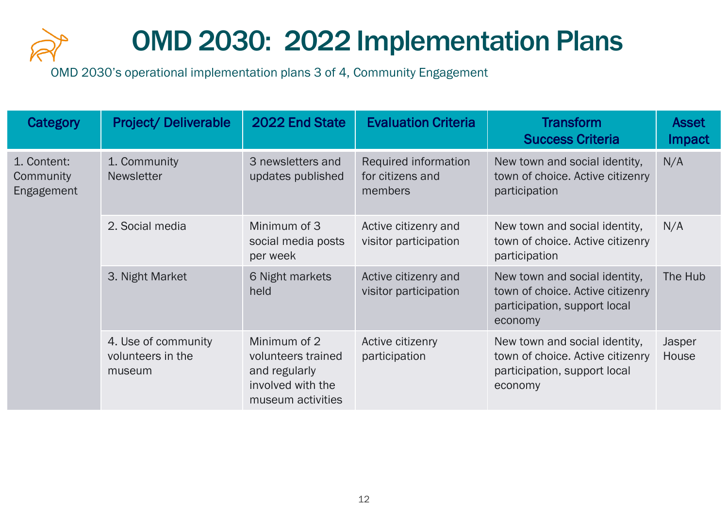# OMD 2030: 2022 Implementation Plans

OMD 2030's operational implementation plans 3 of 4, Community Engagement

| Category | Project/ Deliverable | 2022 End State | Evaluation Criteria | Transform Success Criteria | Asset Impact |
|---|---|---|---|---|---|
| 1. Content: Community Engagement | 1. Community Newsletter | 3 newsletters and updates published | Required information for citizens and members | New town and social identity, town of choice. Active citizenry participation | N/A |
| | 2. Social media | Minimum of 3 social media posts per week | Active citizenry and visitor participation | New town and social identity, town of choice. Active citizenry participation | N/A |
| | 3. Night Market | 6 Night markets held | Active citizenry and visitor participation | New town and social identity, town of choice. Active citizenry participation, support local economy | The Hub |
| | 4. Use of community volunteers in the museum | Minimum of 2 volunteers trained and regularly involved with the museum activities | Active citizenry participation | New town and social identity, town of choice. Active citizenry participation, support local economy | Jasper House |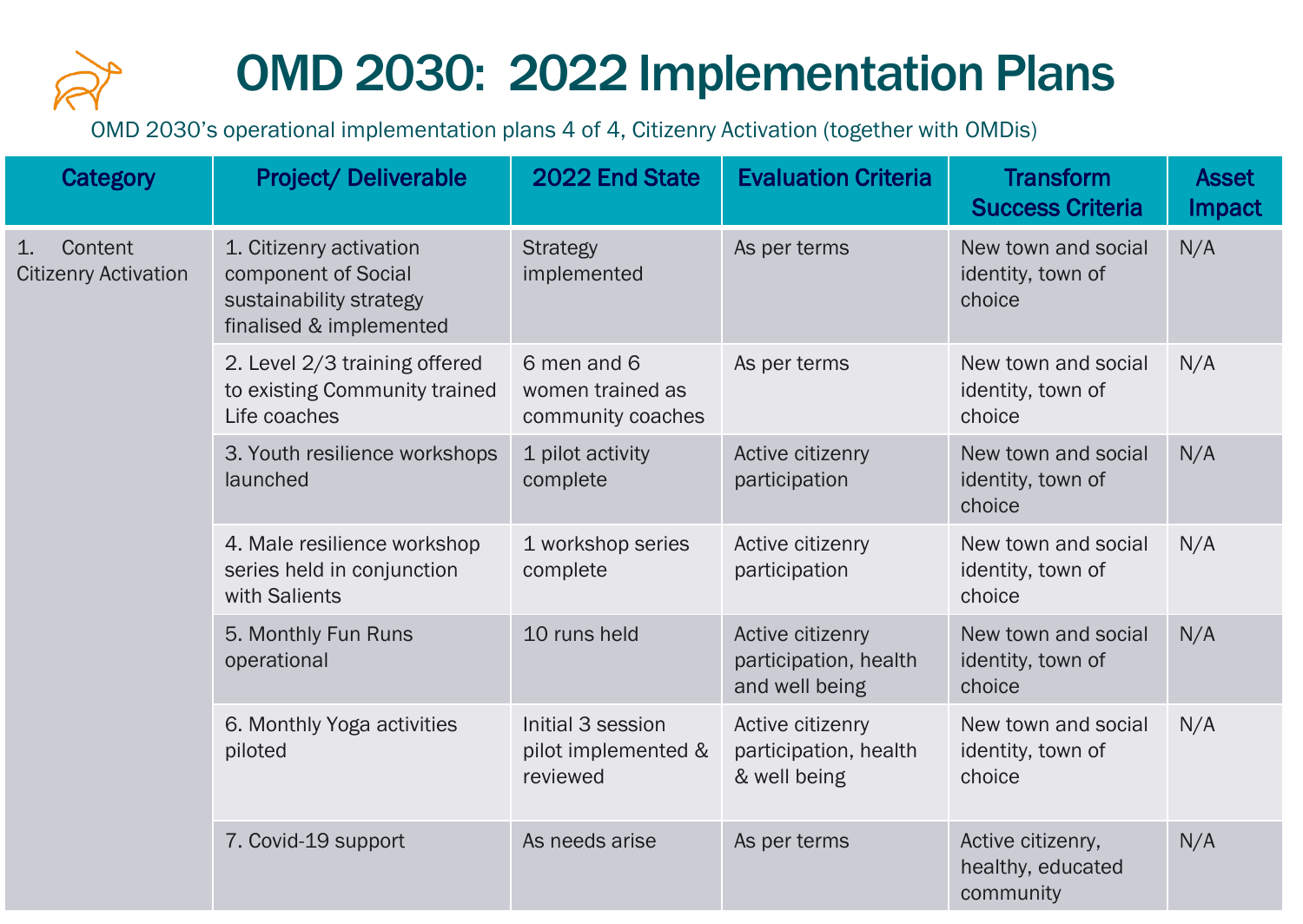# OMD 2030: 2022 Implementation Plans

OMD 2030's operational implementation plans 4 of 4, Citizenry Activation (together with OMDis)

| Category | Project/ Deliverable | 2022 End State | Evaluation Criteria | Transform Success Criteria | Asset Impact |
|---|---|---|---|---|---|
| 1. Content Citizenry Activation | 1. Citizenry activation component of Social sustainability strategy finalised & implemented | Strategy implemented | As per terms | New town and social identity, town of choice | N/A |
| | 2. Level 2/3 training offered to existing Community trained Life coaches | 6 men and 6 women trained as community coaches | As per terms | New town and social identity, town of choice | N/A |
| | 3. Youth resilience workshops launched | 1 pilot activity complete | Active citizenry participation | New town and social identity, town of choice | N/A |
| | 4. Male resilience workshop series held in conjunction with Salients | 1 workshop series complete | Active citizenry participation | New town and social identity, town of choice | N/A |
| | 5. Monthly Fun Runs operational | 10 runs held | Active citizenry participation, health and well being | New town and social identity, town of choice | N/A |
| | 6. Monthly Yoga activities piloted | Initial 3 session pilot implemented & reviewed | Active citizenry participation, health & well being | New town and social identity, town of choice | N/A |
| | 7. Covid-19 support | As needs arise | As per terms | Active citizenry, healthy, educated community | N/A |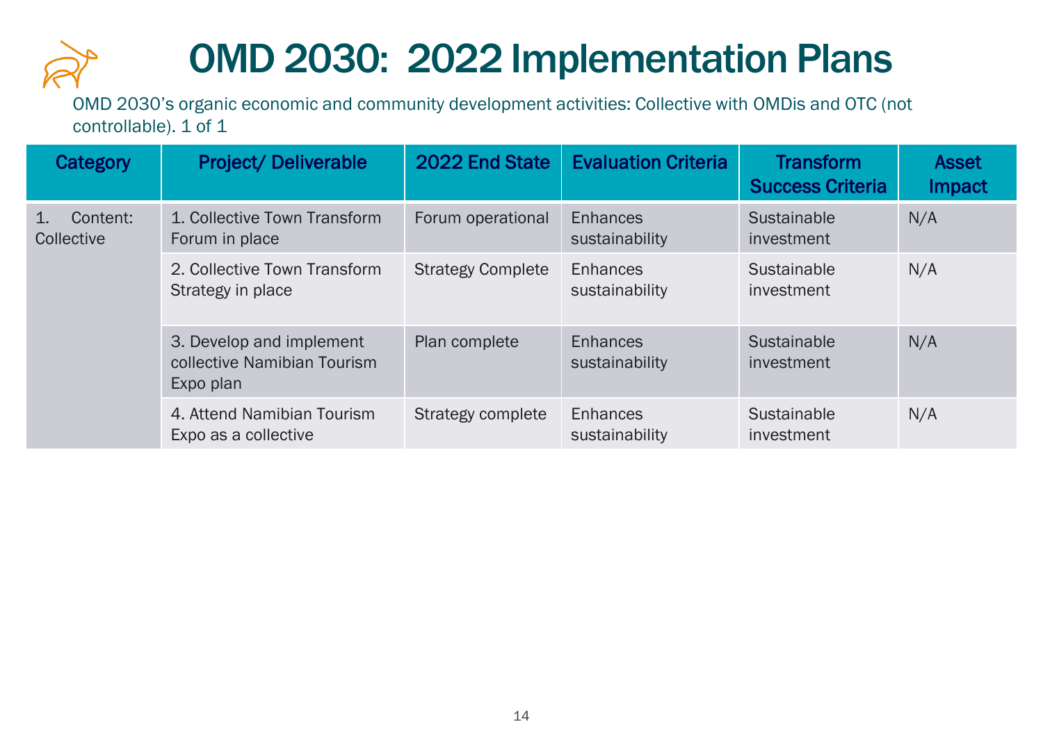# OMD 2030: 2022 Implementation Plans

OMD 2030's organic economic and community development activities: Collective with OMDis and OTC (not controllable). 1 of 1

| Category | Project/ Deliverable | 2022 End State | Evaluation Criteria | Transform Success Criteria | Asset Impact |
|---|---|---|---|---|---|
| 1. Content: Collective | 1. Collective Town Transform Forum in place | Forum operational | Enhances sustainability | Sustainable investment | N/A |
| | 2. Collective Town Transform Strategy in place | Strategy Complete | Enhances sustainability | Sustainable investment | N/A |
| | 3. Develop and implement collective Namibian Tourism Expo plan | Plan complete | Enhances sustainability | Sustainable investment | N/A |
| | 4. Attend Namibian Tourism Expo as a collective | Strategy complete | Enhances sustainability | Sustainable investment | N/A |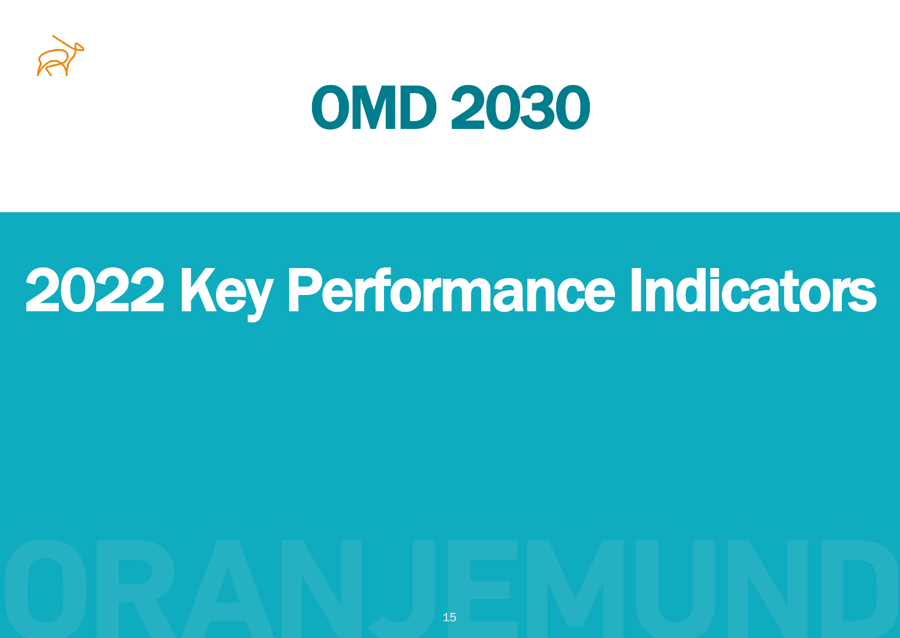# OMD 2030

## 2022 Key Performance Indicators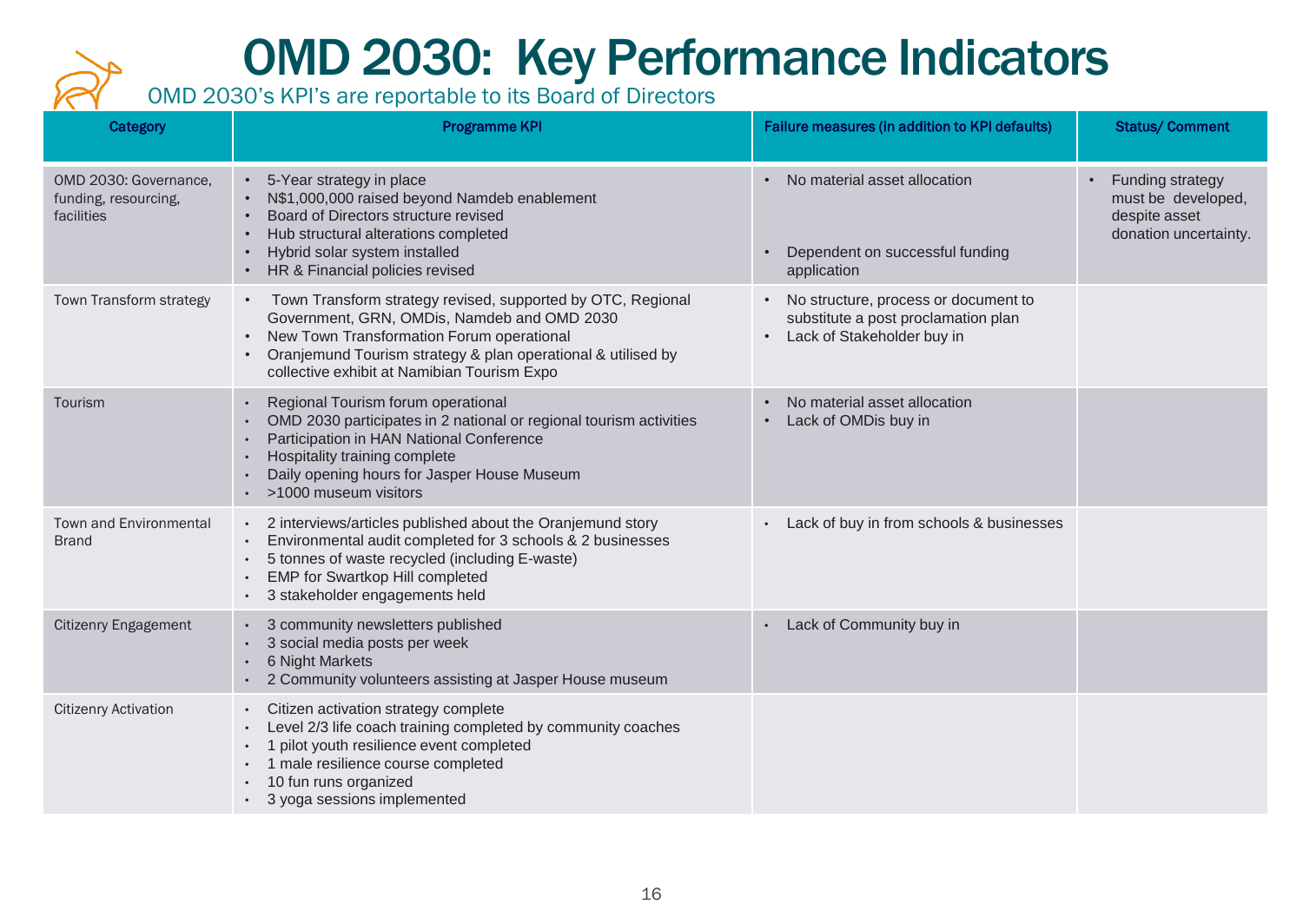# OMD 2030: Key Performance Indicators

OMD 2030's KPI's are reportable to its Board of Directors

| Category | Programme KPI | Failure measures (in addition to KPI defaults) | Status/ Comment |
|---|---|---|---|
| OMD 2030: Governance, funding, resourcing, facilities | • 5-Year strategy in place<br>• N$1,000,000 raised beyond Namdeb enablement<br>• Board of Directors structure revised<br>• Hub structural alterations completed<br>• Hybrid solar system installed<br>• HR & Financial policies revised | • No material asset allocation<br>• Dependent on successful funding application | • Funding strategy must be developed, despite asset donation uncertainty. |
| Town Transform strategy | • Town Transform strategy revised, supported by OTC, Regional Government, GRN, OMDis, Namdeb and OMD 2030<br>• New Town Transformation Forum operational<br>• Oranjemund Tourism strategy & plan operational & utilised by collective exhibit at Namibian Tourism Expo | • No structure, process or document to substitute a post proclamation plan<br>• Lack of Stakeholder buy in | |
| Tourism | • Regional Tourism forum operational<br>• OMD 2030 participates in 2 national or regional tourism activities<br>• Participation in HAN National Conference<br>• Hospitality training complete<br>• Daily opening hours for Jasper House Museum<br>• >1000 museum visitors | • No material asset allocation<br>• Lack of OMDis buy in | |
| Town and Environmental Brand | • 2 interviews/articles published about the Oranjemund story<br>• Environmental audit completed for 3 schools & 2 businesses<br>• 5 tonnes of waste recycled (including E-waste)<br>• EMP for Swartkop Hill completed<br>• 3 stakeholder engagements held | • Lack of buy in from schools & businesses | |
| Citizenry Engagement | • 3 community newsletters published<br>• 3 social media posts per week<br>• 6 Night Markets<br>• 2 Community volunteers assisting at Jasper House museum | • Lack of Community buy in | |
| Citizenry Activation | • Citizen activation strategy complete<br>• Level 2/3 life coach training completed by community coaches<br>• 1 pilot youth resilience event completed<br>• 1 male resilience course completed<br>• 10 fun runs organized<br>• 3 yoga sessions implemented | | |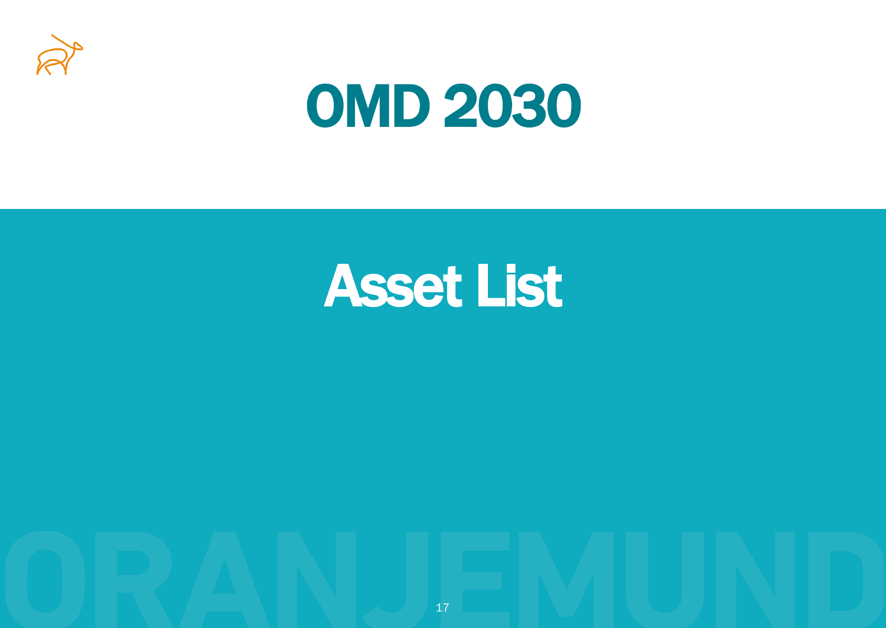# OMD 2030

## Asset List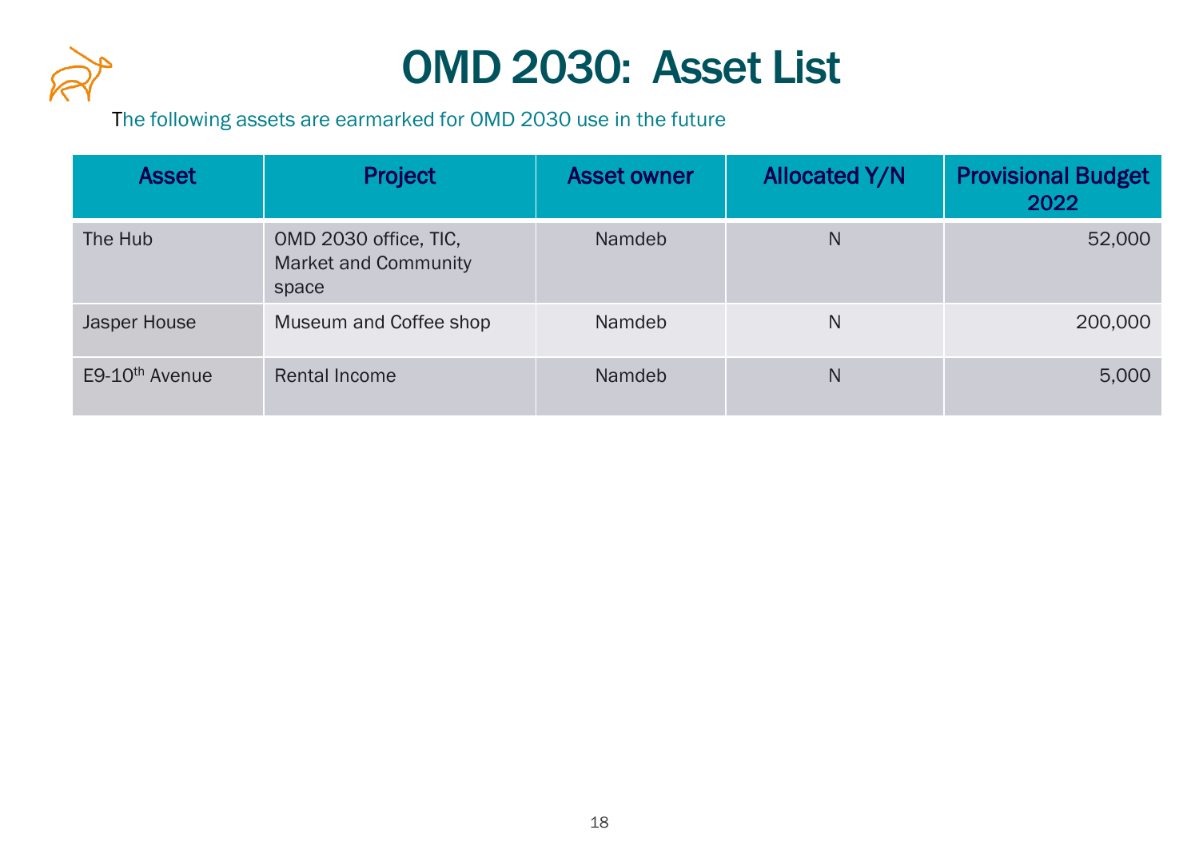# OMD 2030: Asset List

The following assets are earmarked for OMD 2030 use in the future

| Asset | Project | Asset owner | Allocated Y/N | Provisional Budget 2022 |
|---|---|---|---|---|
| The Hub | OMD 2030 office, TIC, Market and Community space | Namdeb | N | 52,000 |
| Jasper House | Museum and Coffee shop | Namdeb | N | 200,000 |
| E9-10th Avenue | Rental Income | Namdeb | N | 5,000 |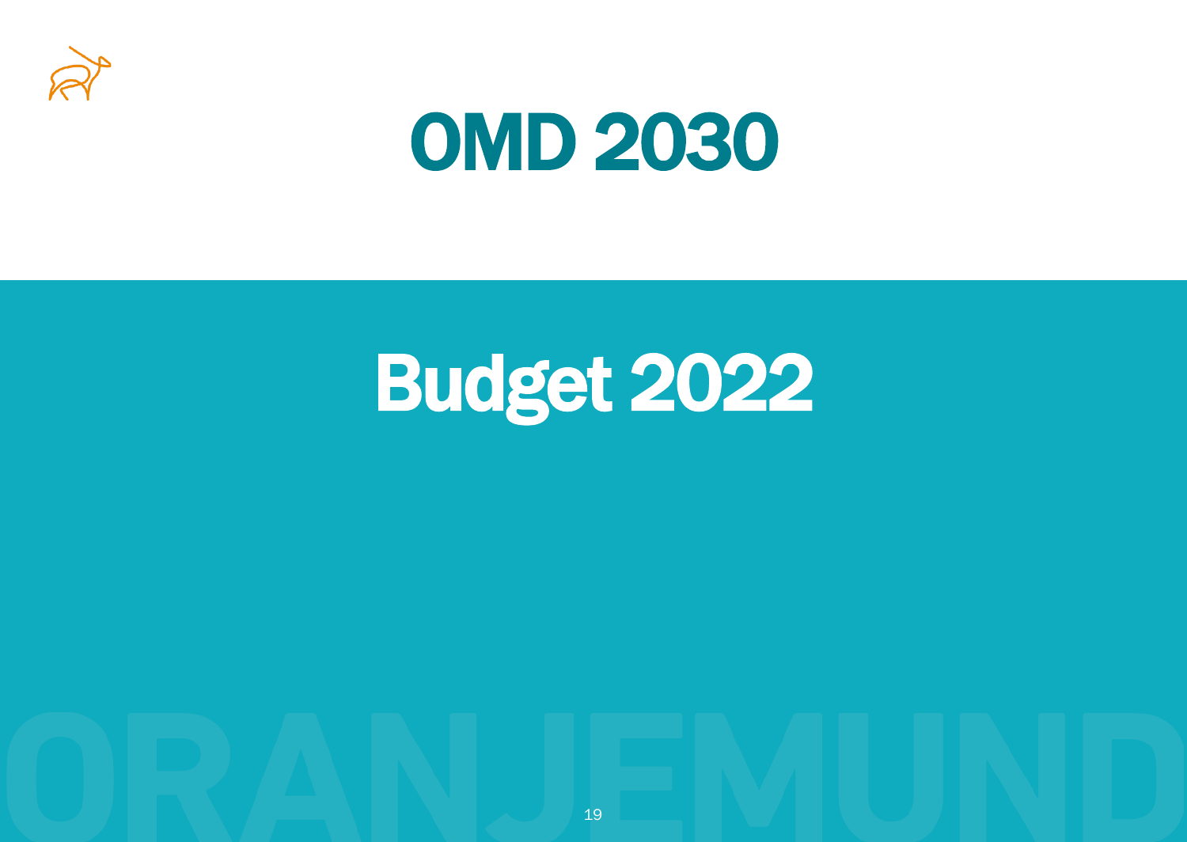# OMD 2030

# Budget 2022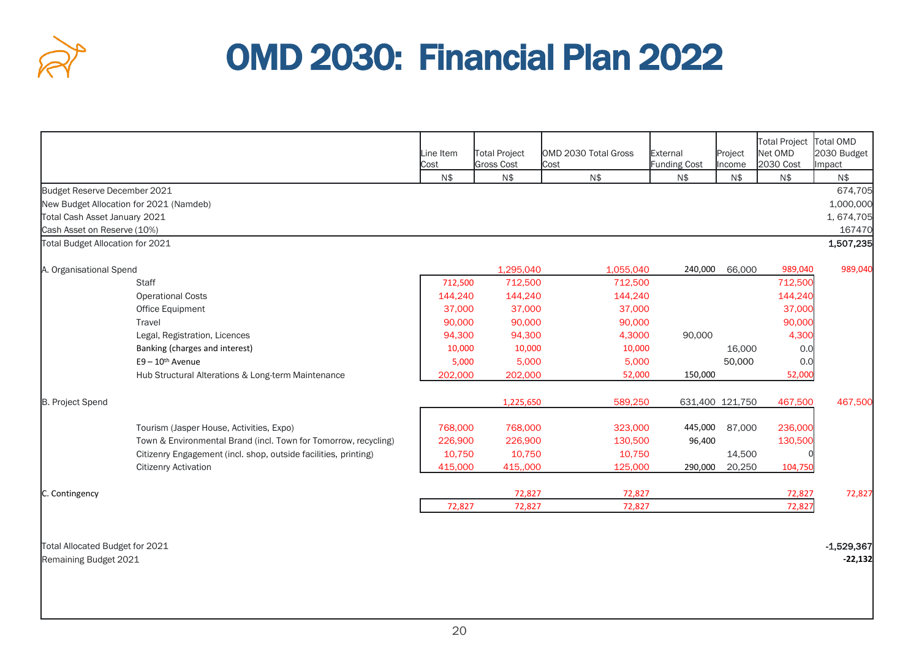# OMD 2030: Financial Plan 2022

| | Line Item Cost | Total Project Gross Cost | OMD 2030 Total Gross Cost | External Funding Cost | Project Income | Total Project Net OMD 2030 Cost | Total OMD 2030 Budget Impact |
|---|---|---|---|---|---|---|---|
| | N$ | N$ | N$ | N$ | N$ | N$ | N$ |
| Budget Reserve December 2021 | | | | | | | 674,705 |
| New Budget Allocation for 2021 (Namdeb) | | | | | | | 1,000,000 |
| Total Cash Asset January 2021 | | | | | | | 1, 674,705 |
| Cash Asset on Reserve (10%) | | | | | | | 167470 |
| Total Budget Allocation for 2021 | | | | | | | **1,507,235** |
| A. Organisational Spend | | 1,295,040 | 1,055,040 | 240,000 | 66,000 | 989,040 | 989,040 |
| Staff | 712,500 | 712,500 | 712,500 | | | 712,500 | |
| Operational Costs | 144,240 | 144,240 | 144,240 | | | 144,240 | |
| Office Equipment | 37,000 | 37,000 | 37,000 | | | 37,000 | |
| Travel | 90,000 | 90,000 | 90,000 | | | 90,000 | |
| Legal, Registration, Licences | 94,300 | 94,300 | 4,3000 | 90,000 | | 4,300 | |
| Banking (charges and interest) | 10,000 | 10,000 | 10,000 | | 16,000 | 0.0 | |
| E9 – 10th Avenue | 5,000 | 5,000 | 5,000 | | 50,000 | 0.0 | |
| Hub Structural Alterations & Long-term Maintenance | 202,000 | 202,000 | 52,000 | 150,000 | | 52,000 | |
| B. Project Spend | | 1,225,650 | 589,250 | 631,400 | 121,750 | 467,500 | 467,500 |
| Tourism (Jasper House, Activities, Expo) | 768,000 | 768,000 | 323,000 | 445,000 | 87,000 | 236,000 | |
| Town & Environmental Brand (incl. Town for Tomorrow, recycling) | 226,900 | 226,900 | 130,500 | 96,400 | | 130,500 | |
| Citizenry Engagement (incl. shop, outside facilities, printing) | 10,750 | 10,750 | 10,750 | | 14,500 | 0 | |
| Citizenry Activation | 415,000 | 415,,000 | 125,000 | 290,000 | 20,250 | 104,750 | |
| C. Contingency | | 72,827 | 72,827 | | | 72,827 | 72,827 |
| | 72,827 | 72,827 | 72,827 | | | 72,827 | |
| Total Allocated Budget for 2021 | | | | | | | **-1,529,367** |
| Remaining Budget 2021 | | | | | | | **-22,132** |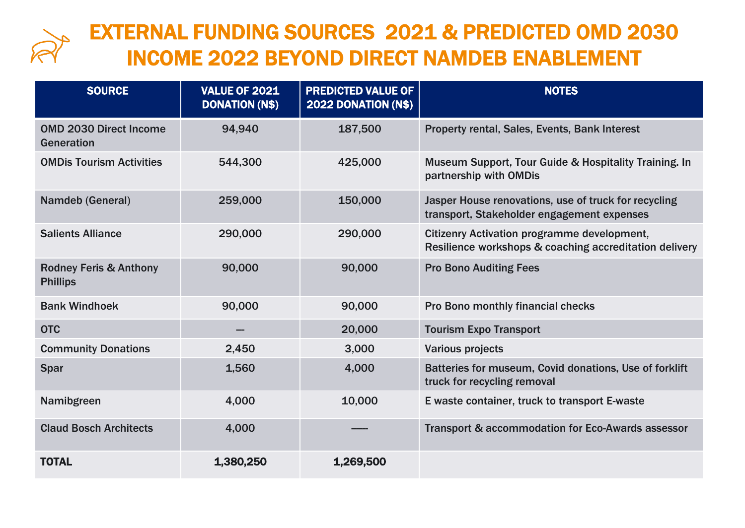# EXTERNAL FUNDING SOURCES 2021 & PREDICTED OMD 2030 INCOME 2022 BEYOND DIRECT NAMDEB ENABLEMENT

| SOURCE | VALUE OF 2021 DONATION (N$) | PREDICTED VALUE OF 2022 DONATION (N$) | NOTES |
|---|---|---|---|
| OMD 2030 Direct Income Generation | 94,940 | 187,500 | Property rental, Sales, Events, Bank Interest |
| OMDis Tourism Activities | 544,300 | 425,000 | Museum Support, Tour Guide & Hospitality Training. In partnership with OMDis |
| Namdeb (General) | 259,000 | 150,000 | Jasper House renovations, use of truck for recycling transport, Stakeholder engagement expenses |
| Salients Alliance | 290,000 | 290,000 | Citizenry Activation programme development, Resilience workshops & coaching accreditation delivery |
| Rodney Feris & Anthony Phillips | 90,000 | 90,000 | Pro Bono Auditing Fees |
| Bank Windhoek | 90,000 | 90,000 | Pro Bono monthly financial checks |
| OTC | — | 20,000 | Tourism Expo Transport |
| Community Donations | 2,450 | 3,000 | Various projects |
| Spar | 1,560 | 4,000 | Batteries for museum, Covid donations, Use of forklift truck for recycling removal |
| Namibgreen | 4,000 | 10,000 | E waste container, truck to transport E-waste |
| Claud Bosch Architects | 4,000 | ---- | Transport & accommodation for Eco-Awards assessor |
| **TOTAL** | **1,380,250** | **1,269,500** | |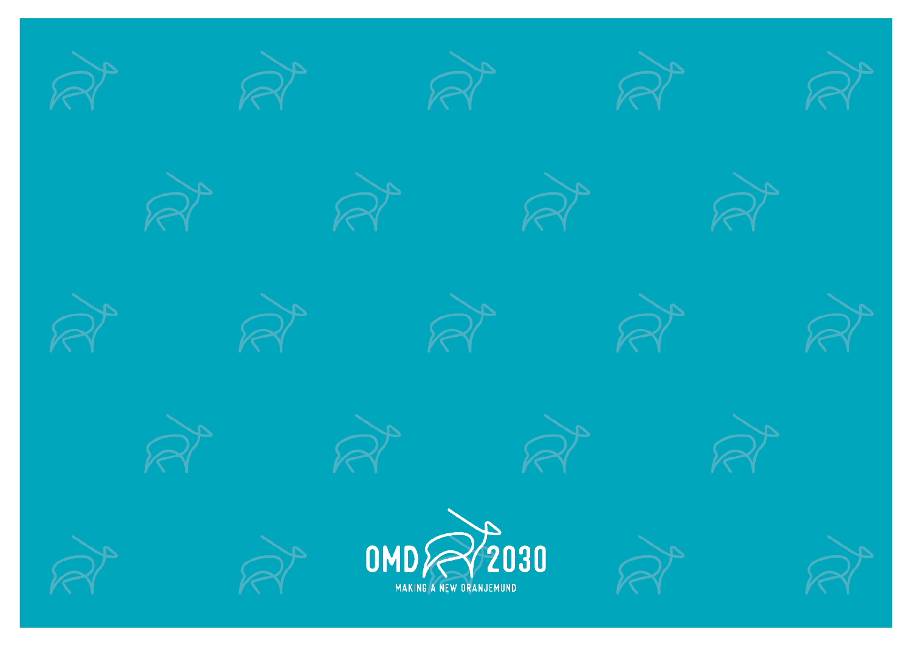OMD 2030

MAKING A NEW ORANJEMUND